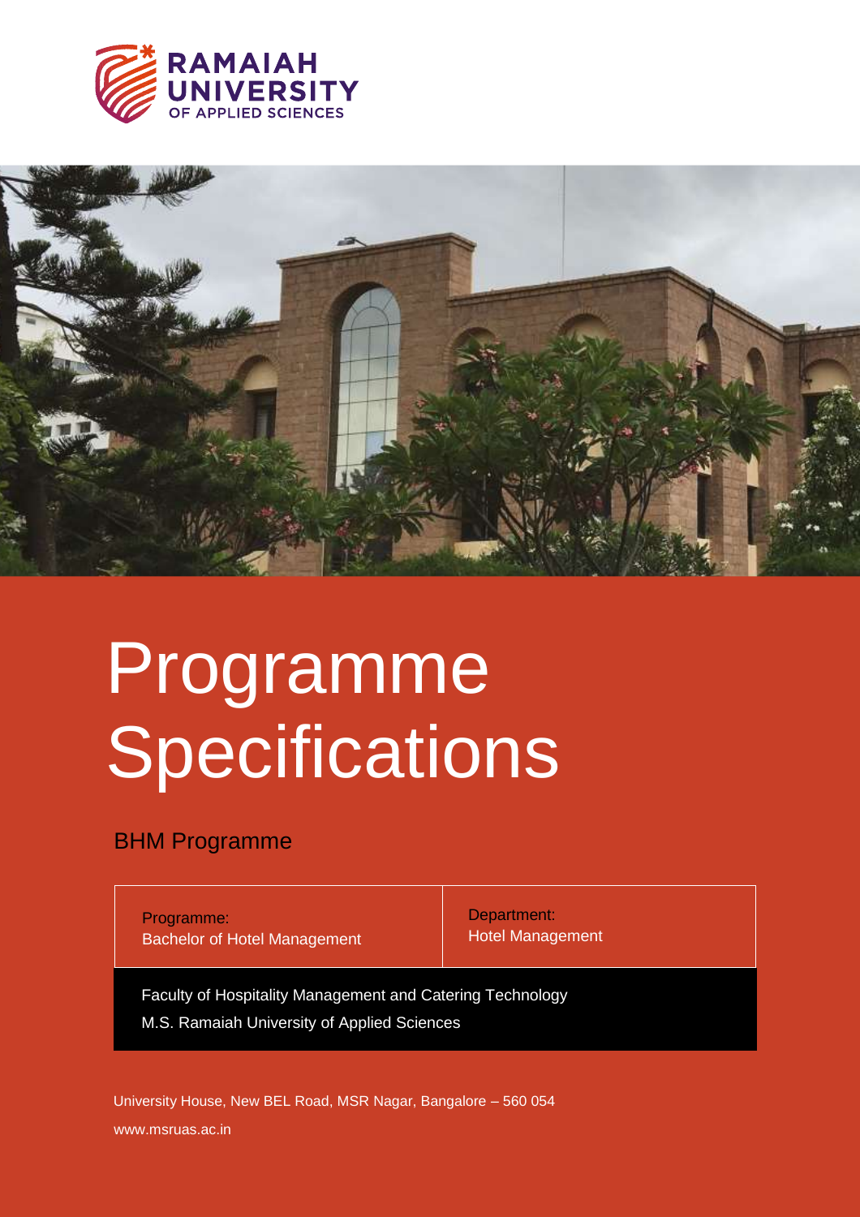RAMAIAH UNIVERSITY OF APPLIED SCIENCES

# Programme Specifications

## BHM Programme

| Programme: Bachelor of Hotel Management | Department: Hotel Management |
|---|---|

Faculty of Hospitality Management and Catering Technology
M.S. Ramaiah University of Applied Sciences

University House, New BEL Road, MSR Nagar, Bangalore – 560 054
www.msruas.ac.in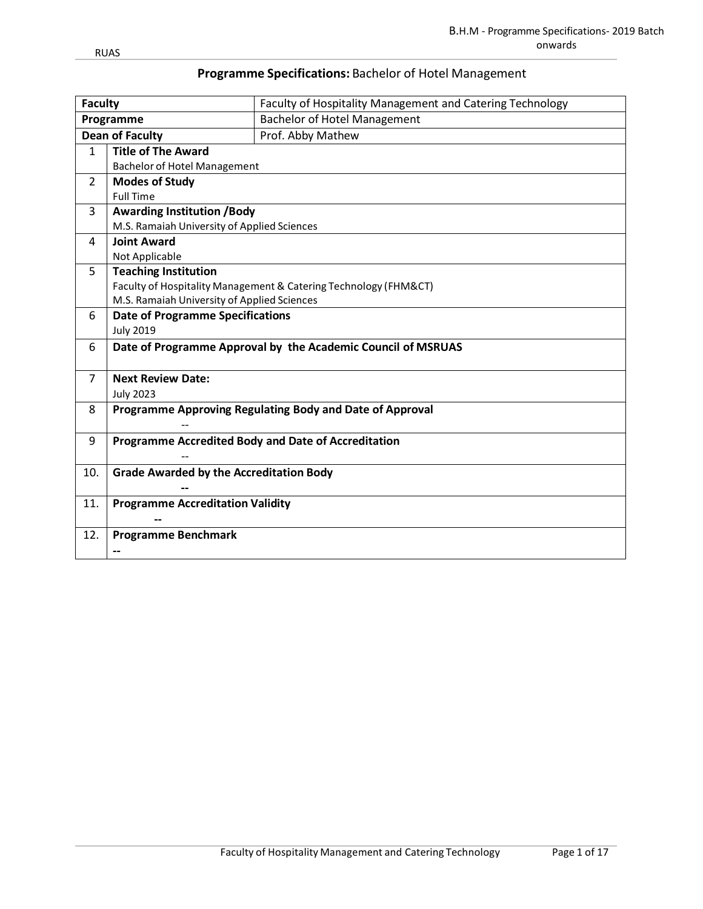# Programme Specifications: Bachelor of Hotel Management

| Faculty | | Faculty of Hospitality Management and Catering Technology |
|---|---|---|
| Programme | | Bachelor of Hotel Management |
| Dean of Faculty | | Prof. Abby Mathew |
| 1 | **Title of The Award**<br>Bachelor of Hotel Management | |
| 2 | **Modes of Study**<br>Full Time | |
| 3 | **Awarding Institution /Body**<br>M.S. Ramaiah University of Applied Sciences | |
| 4 | **Joint Award**<br>Not Applicable | |
| 5 | **Teaching Institution**<br>Faculty of Hospitality Management & Catering Technology (FHM&CT)<br>M.S. Ramaiah University of Applied Sciences | |
| 6 | **Date of Programme Specifications**<br>July 2019 | |
| 6 | **Date of Programme Approval by the Academic Council of MSRUAS** | |
| 7 | **Next Review Date:**<br>July 2023 | |
| 8 | **Programme Approving Regulating Body and Date of Approval**<br>-- | |
| 9 | **Programme Accredited Body and Date of Accreditation**<br>-- | |
| 10. | **Grade Awarded by the Accreditation Body**<br>-- | |
| 11. | **Programme Accreditation Validity**<br>-- | |
| 12. | **Programme Benchmark**<br>-- | |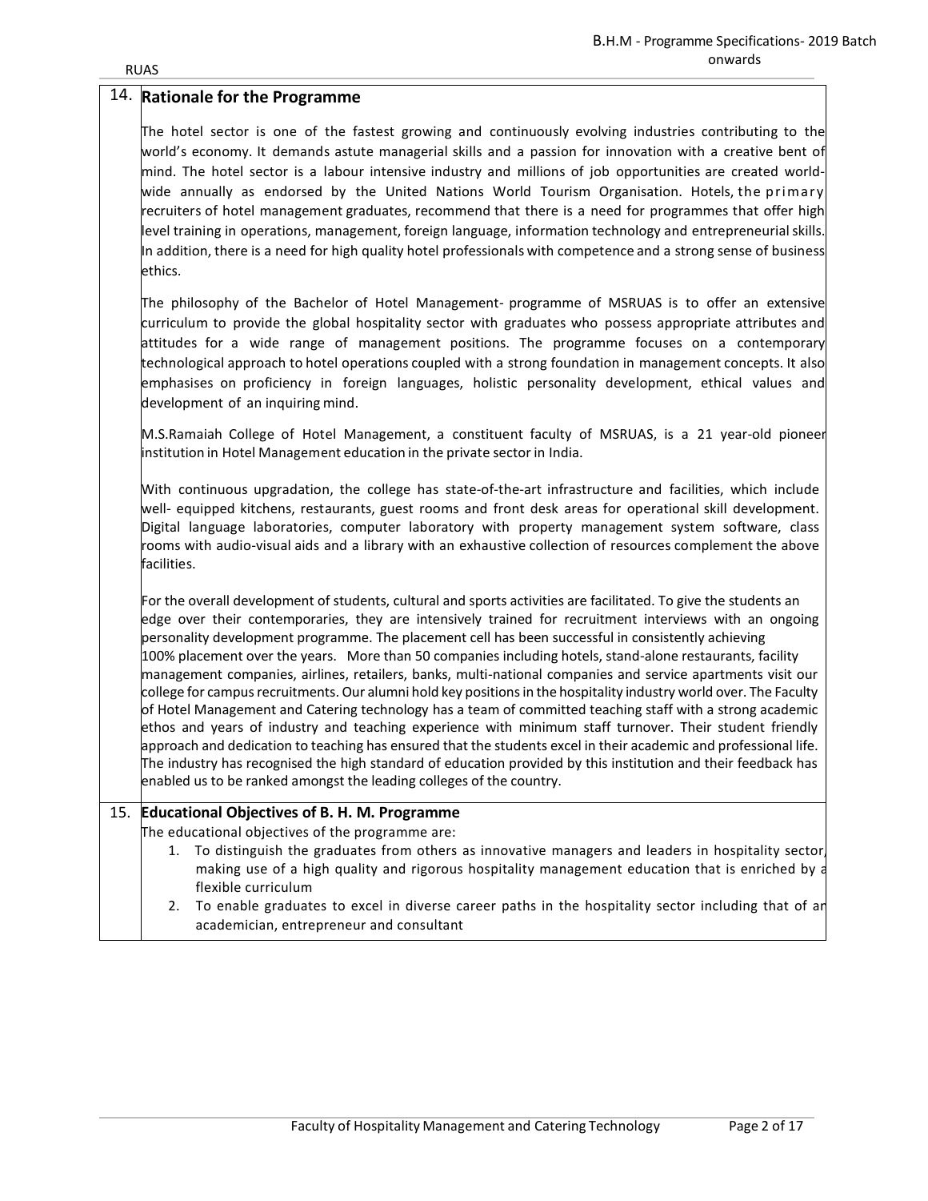## 14. Rationale for the Programme

The hotel sector is one of the fastest growing and continuously evolving industries contributing to the world's economy. It demands astute managerial skills and a passion for innovation with a creative bent of mind. The hotel sector is a labour intensive industry and millions of job opportunities are created world-wide annually as endorsed by the United Nations World Tourism Organisation. Hotels, the primary recruiters of hotel management graduates, recommend that there is a need for programmes that offer high level training in operations, management, foreign language, information technology and entrepreneurial skills. In addition, there is a need for high quality hotel professionals with competence and a strong sense of business ethics.

The philosophy of the Bachelor of Hotel Management- programme of MSRUAS is to offer an extensive curriculum to provide the global hospitality sector with graduates who possess appropriate attributes and attitudes for a wide range of management positions. The programme focuses on a contemporary technological approach to hotel operations coupled with a strong foundation in management concepts. It also emphasises on proficiency in foreign languages, holistic personality development, ethical values and development of an inquiring mind.

M.S.Ramaiah College of Hotel Management, a constituent faculty of MSRUAS, is a 21 year-old pioneer institution in Hotel Management education in the private sector in India.

With continuous upgradation, the college has state-of-the-art infrastructure and facilities, which include well- equipped kitchens, restaurants, guest rooms and front desk areas for operational skill development. Digital language laboratories, computer laboratory with property management system software, class rooms with audio-visual aids and a library with an exhaustive collection of resources complement the above facilities.

For the overall development of students, cultural and sports activities are facilitated. To give the students an edge over their contemporaries, they are intensively trained for recruitment interviews with an ongoing personality development programme. The placement cell has been successful in consistently achieving 100% placement over the years. More than 50 companies including hotels, stand-alone restaurants, facility management companies, airlines, retailers, banks, multi-national companies and service apartments visit our college for campus recruitments. Our alumni hold key positions in the hospitality industry world over. The Faculty of Hotel Management and Catering technology has a team of committed teaching staff with a strong academic ethos and years of industry and teaching experience with minimum staff turnover. Their student friendly approach and dedication to teaching has ensured that the students excel in their academic and professional life. The industry has recognised the high standard of education provided by this institution and their feedback has enabled us to be ranked amongst the leading colleges of the country.

## 15. Educational Objectives of B. H. M. Programme

The educational objectives of the programme are:

1. To distinguish the graduates from others as innovative managers and leaders in hospitality sector, making use of a high quality and rigorous hospitality management education that is enriched by a flexible curriculum
2. To enable graduates to excel in diverse career paths in the hospitality sector including that of an academician, entrepreneur and consultant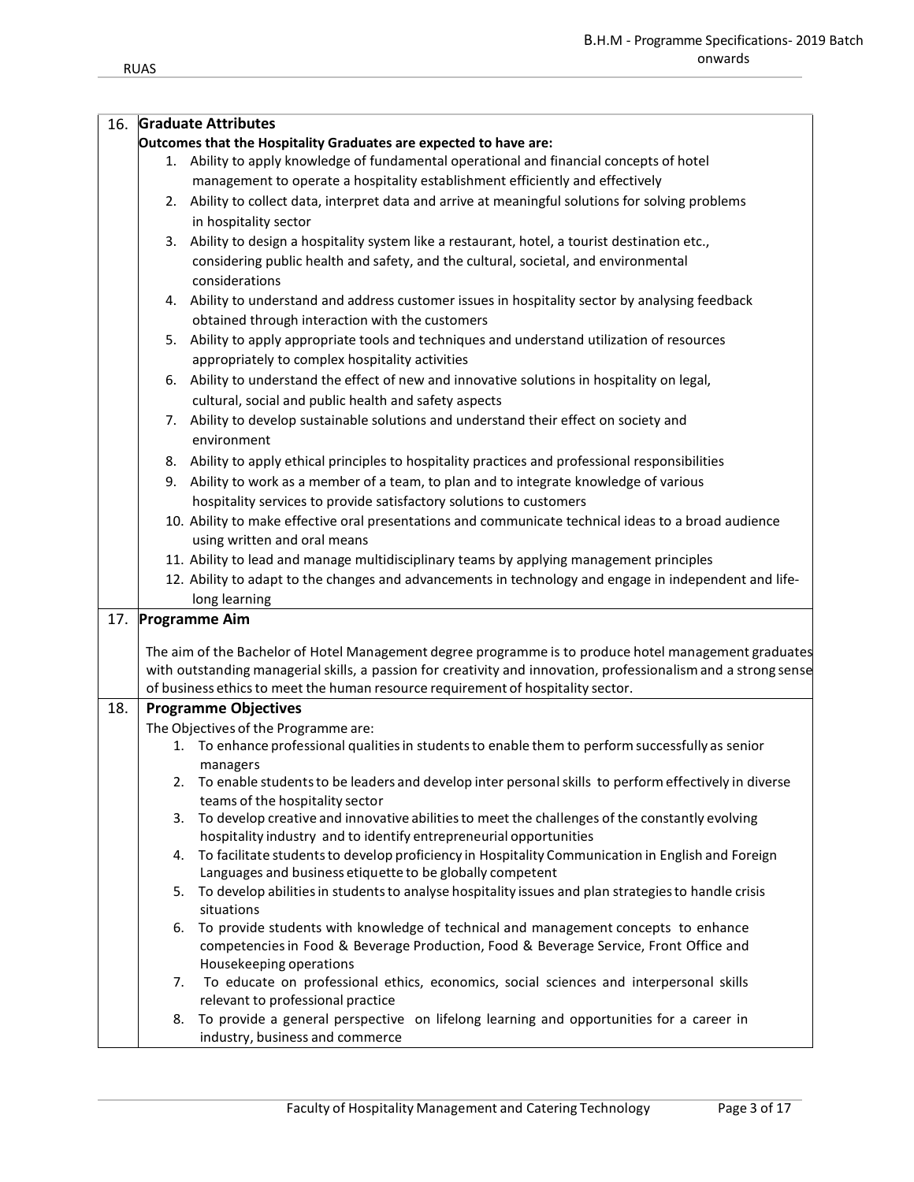## 16. Graduate Attributes

**Outcomes that the Hospitality Graduates are expected to have are:**

1. Ability to apply knowledge of fundamental operational and financial concepts of hotel management to operate a hospitality establishment efficiently and effectively
2. Ability to collect data, interpret data and arrive at meaningful solutions for solving problems in hospitality sector
3. Ability to design a hospitality system like a restaurant, hotel, a tourist destination etc., considering public health and safety, and the cultural, societal, and environmental considerations
4. Ability to understand and address customer issues in hospitality sector by analysing feedback obtained through interaction with the customers
5. Ability to apply appropriate tools and techniques and understand utilization of resources appropriately to complex hospitality activities
6. Ability to understand the effect of new and innovative solutions in hospitality on legal, cultural, social and public health and safety aspects
7. Ability to develop sustainable solutions and understand their effect on society and environment
8. Ability to apply ethical principles to hospitality practices and professional responsibilities
9. Ability to work as a member of a team, to plan and to integrate knowledge of various hospitality services to provide satisfactory solutions to customers
10. Ability to make effective oral presentations and communicate technical ideas to a broad audience using written and oral means
11. Ability to lead and manage multidisciplinary teams by applying management principles
12. Ability to adapt to the changes and advancements in technology and engage in independent and life-long learning

## 17. Programme Aim

The aim of the Bachelor of Hotel Management degree programme is to produce hotel management graduates with outstanding managerial skills, a passion for creativity and innovation, professionalism and a strong sense of business ethics to meet the human resource requirement of hospitality sector.

## 18. Programme Objectives

The Objectives of the Programme are:

1. To enhance professional qualities in students to enable them to perform successfully as senior managers
2. To enable students to be leaders and develop inter personal skills to perform effectively in diverse teams of the hospitality sector
3. To develop creative and innovative abilities to meet the challenges of the constantly evolving hospitality industry and to identify entrepreneurial opportunities
4. To facilitate students to develop proficiency in Hospitality Communication in English and Foreign Languages and business etiquette to be globally competent
5. To develop abilities in students to analyse hospitality issues and plan strategies to handle crisis situations
6. To provide students with knowledge of technical and management concepts to enhance competencies in Food & Beverage Production, Food & Beverage Service, Front Office and Housekeeping operations
7. To educate on professional ethics, economics, social sciences and interpersonal skills relevant to professional practice
8. To provide a general perspective on lifelong learning and opportunities for a career in industry, business and commerce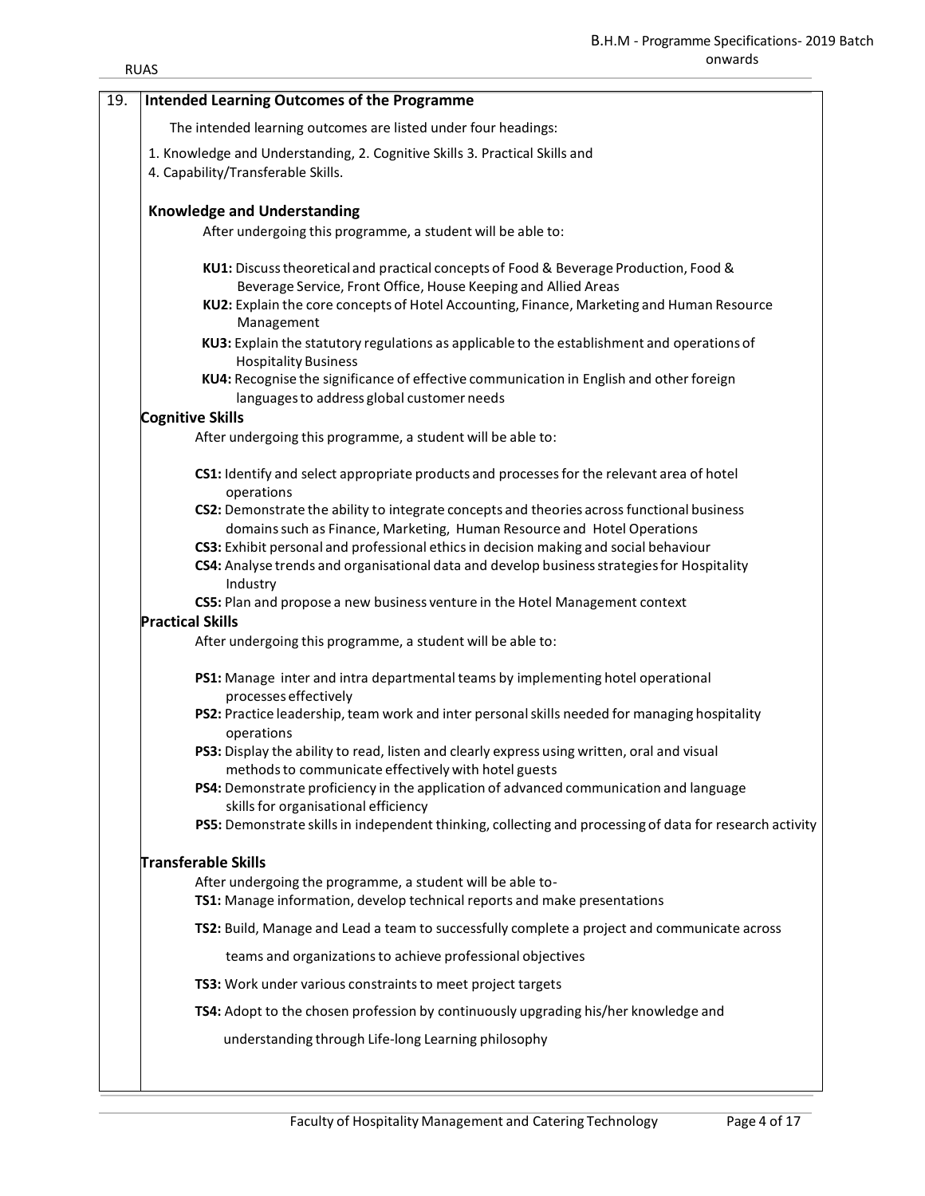## 19. Intended Learning Outcomes of the Programme

The intended learning outcomes are listed under four headings:

1. Knowledge and Understanding, 2. Cognitive Skills 3. Practical Skills and
4. Capability/Transferable Skills.

### Knowledge and Understanding

After undergoing this programme, a student will be able to:

**KU1:** Discuss theoretical and practical concepts of Food & Beverage Production, Food & Beverage Service, Front Office, House Keeping and Allied Areas

**KU2:** Explain the core concepts of Hotel Accounting, Finance, Marketing and Human Resource Management

**KU3:** Explain the statutory regulations as applicable to the establishment and operations of Hospitality Business

**KU4:** Recognise the significance of effective communication in English and other foreign languages to address global customer needs

### Cognitive Skills

After undergoing this programme, a student will be able to:

**CS1:** Identify and select appropriate products and processes for the relevant area of hotel operations

**CS2:** Demonstrate the ability to integrate concepts and theories across functional business domains such as Finance, Marketing, Human Resource and Hotel Operations

**CS3:** Exhibit personal and professional ethics in decision making and social behaviour

**CS4:** Analyse trends and organisational data and develop business strategies for Hospitality Industry

**CS5:** Plan and propose a new business venture in the Hotel Management context

### Practical Skills

After undergoing this programme, a student will be able to:

**PS1:** Manage inter and intra departmental teams by implementing hotel operational processes effectively

**PS2:** Practice leadership, team work and inter personal skills needed for managing hospitality operations

**PS3:** Display the ability to read, listen and clearly express using written, oral and visual methods to communicate effectively with hotel guests

**PS4:** Demonstrate proficiency in the application of advanced communication and language skills for organisational efficiency

**PS5:** Demonstrate skills in independent thinking, collecting and processing of data for research activity

### Transferable Skills

After undergoing the programme, a student will be able to-

**TS1:** Manage information, develop technical reports and make presentations

**TS2:** Build, Manage and Lead a team to successfully complete a project and communicate across teams and organizations to achieve professional objectives

**TS3:** Work under various constraints to meet project targets

**TS4:** Adopt to the chosen profession by continuously upgrading his/her knowledge and understanding through Life-long Learning philosophy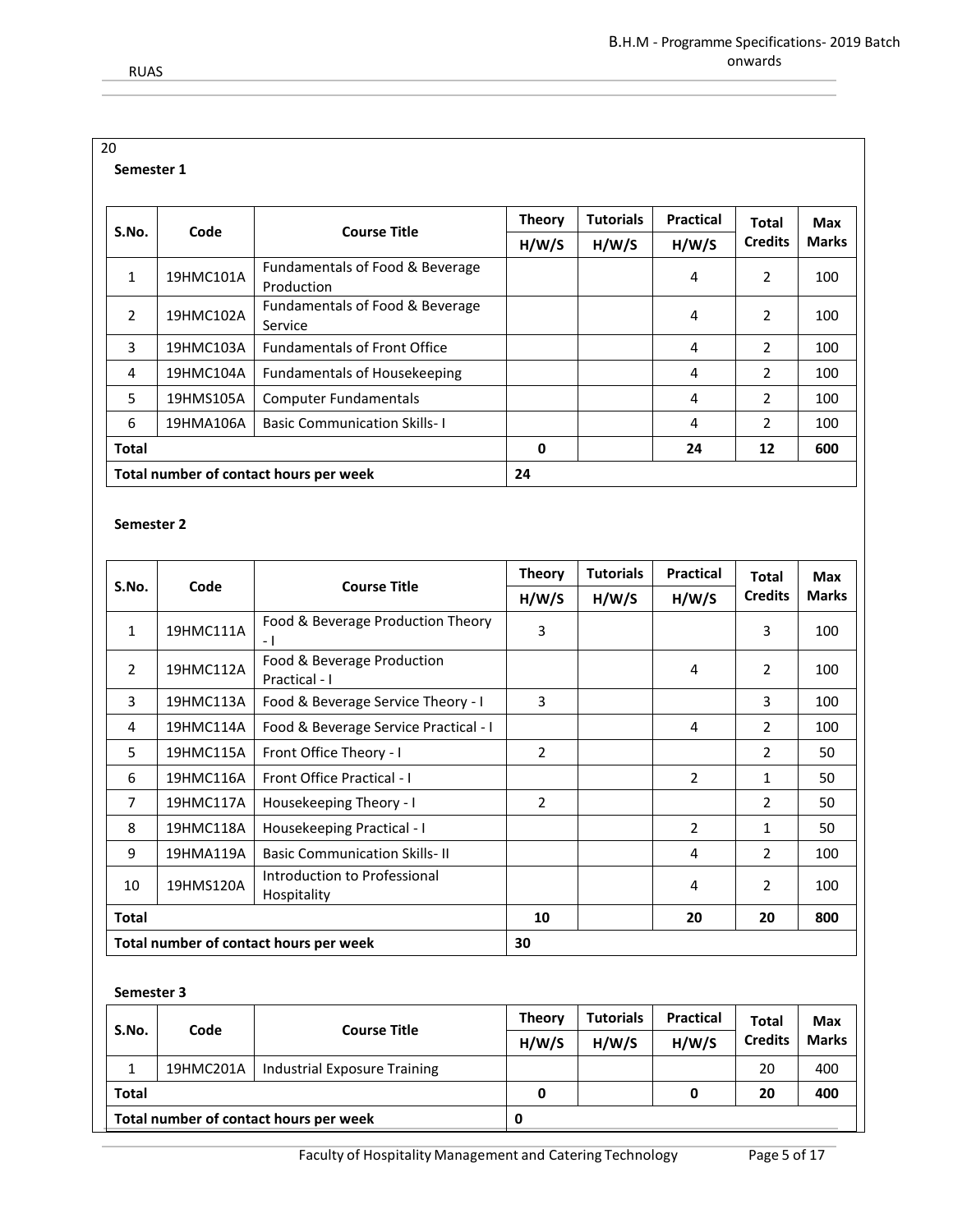20

**Semester 1**

| S.No. | Code | Course Title | Theory H/W/S | Tutorials H/W/S | Practical H/W/S | Total Credits | Max Marks |
|---|---|---|---|---|---|---|---|
| 1 | 19HMC101A | Fundamentals of Food & Beverage Production | | | 4 | 2 | 100 |
| 2 | 19HMC102A | Fundamentals of Food & Beverage Service | | | 4 | 2 | 100 |
| 3 | 19HMC103A | Fundamentals of Front Office | | | 4 | 2 | 100 |
| 4 | 19HMC104A | Fundamentals of Housekeeping | | | 4 | 2 | 100 |
| 5 | 19HMS105A | Computer Fundamentals | | | 4 | 2 | 100 |
| 6 | 19HMA106A | Basic Communication Skills- I | | | 4 | 2 | 100 |
| **Total** | | | **0** | | **24** | **12** | **600** |
| **Total number of contact hours per week** | | | **24** | | | | |

**Semester 2**

| S.No. | Code | Course Title | Theory H/W/S | Tutorials H/W/S | Practical H/W/S | Total Credits | Max Marks |
|---|---|---|---|---|---|---|---|
| 1 | 19HMC111A | Food & Beverage Production Theory - I | 3 | | | 3 | 100 |
| 2 | 19HMC112A | Food & Beverage Production Practical - I | | | 4 | 2 | 100 |
| 3 | 19HMC113A | Food & Beverage Service Theory - I | 3 | | | 3 | 100 |
| 4 | 19HMC114A | Food & Beverage Service Practical - I | | | 4 | 2 | 100 |
| 5 | 19HMC115A | Front Office Theory - I | 2 | | | 2 | 50 |
| 6 | 19HMC116A | Front Office Practical - I | | | 2 | 1 | 50 |
| 7 | 19HMC117A | Housekeeping Theory - I | 2 | | | 2 | 50 |
| 8 | 19HMC118A | Housekeeping Practical - I | | | 2 | 1 | 50 |
| 9 | 19HMA119A | Basic Communication Skills- II | | | 4 | 2 | 100 |
| 10 | 19HMS120A | Introduction to Professional Hospitality | | | 4 | 2 | 100 |
| **Total** | | | **10** | | **20** | **20** | **800** |
| **Total number of contact hours per week** | | | **30** | | | | |

**Semester 3**

| S.No. | Code | Course Title | Theory H/W/S | Tutorials H/W/S | Practical H/W/S | Total Credits | Max Marks |
|---|---|---|---|---|---|---|---|
| 1 | 19HMC201A | Industrial Exposure Training | | | | 20 | 400 |
| **Total** | | | **0** | | **0** | **20** | **400** |
| **Total number of contact hours per week** | | | **0** | | | | |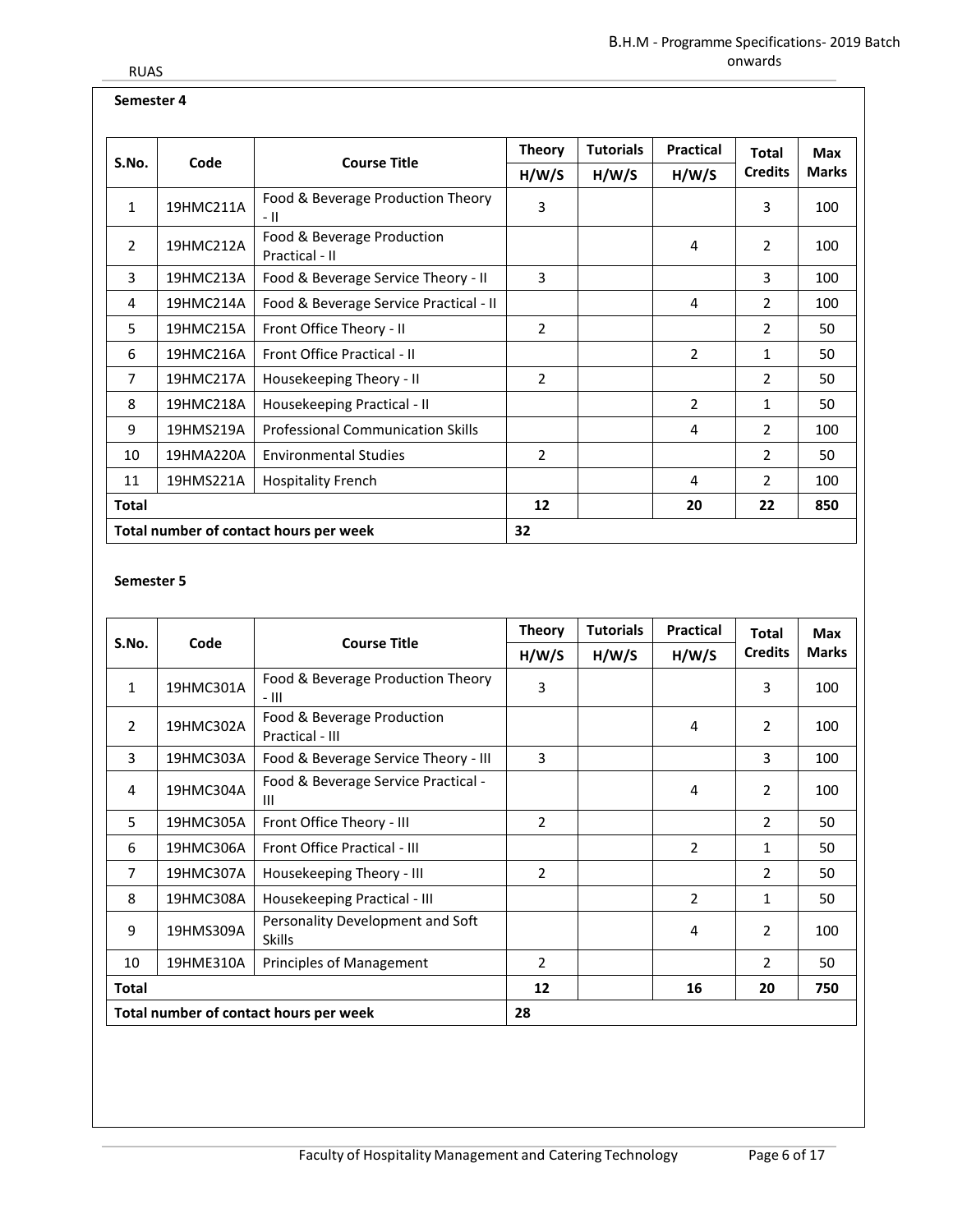### Semester 4

| S.No. | Code | Course Title | Theory | Tutorials | Practical | Total Credits | Max Marks |
|---|---|---|---|---|---|---|---|
| | | | H/W/S | H/W/S | H/W/S | | |
| 1 | 19HMC211A | Food & Beverage Production Theory - II | 3 | | | 3 | 100 |
| 2 | 19HMC212A | Food & Beverage Production Practical - II | | | 4 | 2 | 100 |
| 3 | 19HMC213A | Food & Beverage Service Theory - II | 3 | | | 3 | 100 |
| 4 | 19HMC214A | Food & Beverage Service Practical - II | | | 4 | 2 | 100 |
| 5 | 19HMC215A | Front Office Theory - II | 2 | | | 2 | 50 |
| 6 | 19HMC216A | Front Office Practical - II | | | 2 | 1 | 50 |
| 7 | 19HMC217A | Housekeeping Theory - II | 2 | | | 2 | 50 |
| 8 | 19HMC218A | Housekeeping Practical - II | | | 2 | 1 | 50 |
| 9 | 19HMS219A | Professional Communication Skills | | | 4 | 2 | 100 |
| 10 | 19HMA220A | Environmental Studies | 2 | | | 2 | 50 |
| 11 | 19HMS221A | Hospitality French | | | 4 | 2 | 100 |
| **Total** | | | **12** | | **20** | **22** | **850** |
| **Total number of contact hours per week** | | | **32** | | | | |

### Semester 5

| S.No. | Code | Course Title | Theory | Tutorials | Practical | Total Credits | Max Marks |
|---|---|---|---|---|---|---|---|
| | | | H/W/S | H/W/S | H/W/S | | |
| 1 | 19HMC301A | Food & Beverage Production Theory - III | 3 | | | 3 | 100 |
| 2 | 19HMC302A | Food & Beverage Production Practical - III | | | 4 | 2 | 100 |
| 3 | 19HMC303A | Food & Beverage Service Theory - III | 3 | | | 3 | 100 |
| 4 | 19HMC304A | Food & Beverage Service Practical - III | | | 4 | 2 | 100 |
| 5 | 19HMC305A | Front Office Theory - III | 2 | | | 2 | 50 |
| 6 | 19HMC306A | Front Office Practical - III | | | 2 | 1 | 50 |
| 7 | 19HMC307A | Housekeeping Theory - III | 2 | | | 2 | 50 |
| 8 | 19HMC308A | Housekeeping Practical - III | | | 2 | 1 | 50 |
| 9 | 19HMS309A | Personality Development and Soft Skills | | | 4 | 2 | 100 |
| 10 | 19HME310A | Principles of Management | 2 | | | 2 | 50 |
| **Total** | | | **12** | | **16** | **20** | **750** |
| **Total number of contact hours per week** | | | **28** | | | | |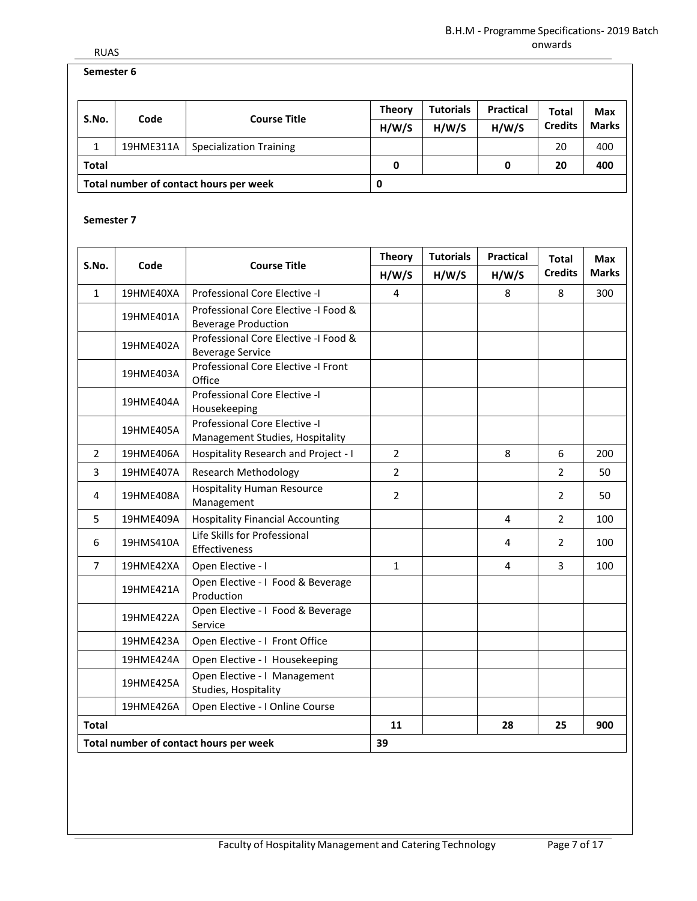**Semester 6**

| S.No. | Code | Course Title | Theory | Tutorials | Practical | Total Credits | Max Marks |
|---|---|---|---|---|---|---|---|
| | | | H/W/S | H/W/S | H/W/S | | |
| 1 | 19HME311A | Specialization Training | | | | 20 | 400 |
| **Total** | | | **0** | | **0** | **20** | **400** |
| **Total number of contact hours per week** | | | **0** | | | | |

**Semester 7**

| S.No. | Code | Course Title | Theory | Tutorials | Practical | Total Credits | Max Marks |
|---|---|---|---|---|---|---|---|
| | | | H/W/S | H/W/S | H/W/S | | |
| 1 | 19HME40XA | Professional Core Elective -I | 4 | | 8 | 8 | 300 |
| | 19HME401A | Professional Core Elective -I Food & Beverage Production | | | | | |
| | 19HME402A | Professional Core Elective -I Food & Beverage Service | | | | | |
| | 19HME403A | Professional Core Elective -I Front Office | | | | | |
| | 19HME404A | Professional Core Elective -I Housekeeping | | | | | |
| | 19HME405A | Professional Core Elective -I Management Studies, Hospitality | | | | | |
| 2 | 19HME406A | Hospitality Research and Project - I | 2 | | 8 | 6 | 200 |
| 3 | 19HME407A | Research Methodology | 2 | | | 2 | 50 |
| 4 | 19HME408A | Hospitality Human Resource Management | 2 | | | 2 | 50 |
| 5 | 19HME409A | Hospitality Financial Accounting | | | 4 | 2 | 100 |
| 6 | 19HMS410A | Life Skills for Professional Effectiveness | | | 4 | 2 | 100 |
| 7 | 19HME42XA | Open Elective - I | 1 | | 4 | 3 | 100 |
| | 19HME421A | Open Elective - I Food & Beverage Production | | | | | |
| | 19HME422A | Open Elective - I Food & Beverage Service | | | | | |
| | 19HME423A | Open Elective - I Front Office | | | | | |
| | 19HME424A | Open Elective - I Housekeeping | | | | | |
| | 19HME425A | Open Elective - I Management Studies, Hospitality | | | | | |
| | 19HME426A | Open Elective - I Online Course | | | | | |
| **Total** | | | **11** | | **28** | **25** | **900** |
| **Total number of contact hours per week** | | | **39** | | | | |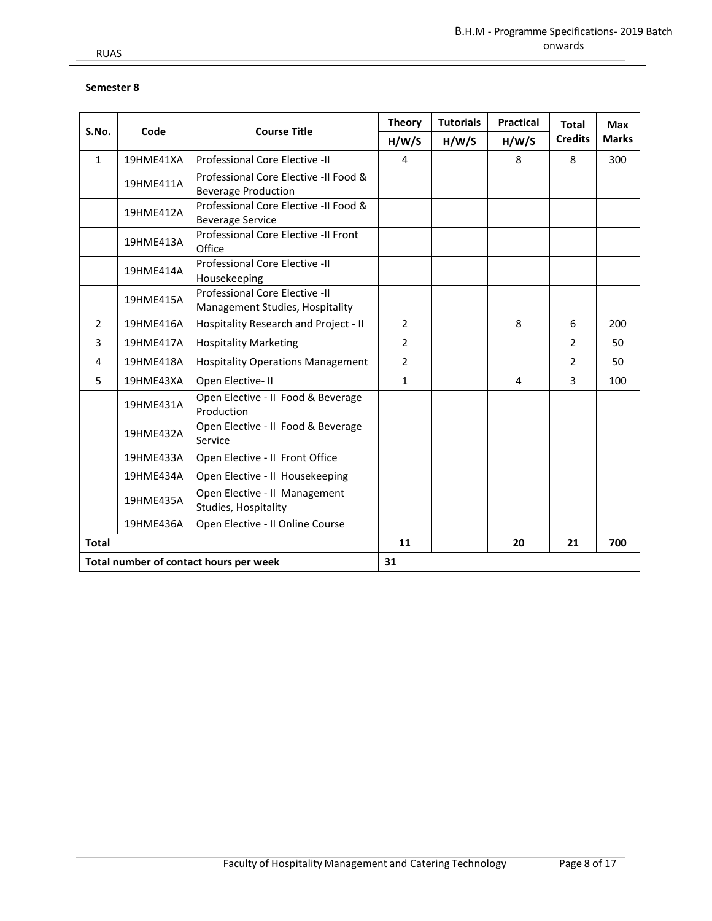### Semester 8

| S.No. | Code | Course Title | Theory | Tutorials | Practical | Total Credits | Max Marks |
|---|---|---|---|---|---|---|---|
| | | | H/W/S | H/W/S | H/W/S | | |
| 1 | 19HME41XA | Professional Core Elective -II | 4 | | 8 | 8 | 300 |
| | 19HME411A | Professional Core Elective -II Food & Beverage Production | | | | | |
| | 19HME412A | Professional Core Elective -II Food & Beverage Service | | | | | |
| | 19HME413A | Professional Core Elective -II Front Office | | | | | |
| | 19HME414A | Professional Core Elective -II Housekeeping | | | | | |
| | 19HME415A | Professional Core Elective -II Management Studies, Hospitality | | | | | |
| 2 | 19HME416A | Hospitality Research and Project - II | 2 | | 8 | 6 | 200 |
| 3 | 19HME417A | Hospitality Marketing | 2 | | | 2 | 50 |
| 4 | 19HME418A | Hospitality Operations Management | 2 | | | 2 | 50 |
| 5 | 19HME43XA | Open Elective- II | 1 | | 4 | 3 | 100 |
| | 19HME431A | Open Elective - II Food & Beverage Production | | | | | |
| | 19HME432A | Open Elective - II Food & Beverage Service | | | | | |
| | 19HME433A | Open Elective - II Front Office | | | | | |
| | 19HME434A | Open Elective - II Housekeeping | | | | | |
| | 19HME435A | Open Elective - II Management Studies, Hospitality | | | | | |
| | 19HME436A | Open Elective - II Online Course | | | | | |
| **Total** | | | **11** | | **20** | **21** | **700** |
| **Total number of contact hours per week** | | | **31** | | | | |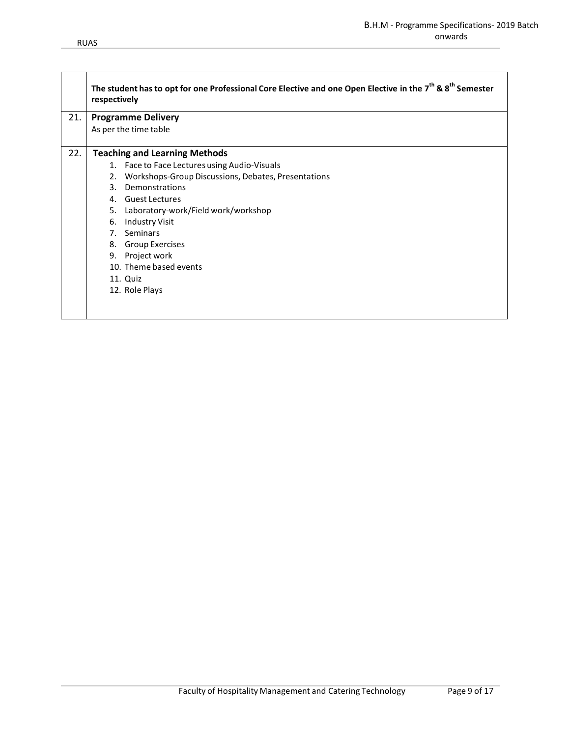| | |
|---|---|
| | **The student has to opt for one Professional Core Elective and one Open Elective in the 7th & 8th Semester respectively** |
| 21. | **Programme Delivery**<br>As per the time table |
| 22. | **Teaching and Learning Methods**<br>1. Face to Face Lectures using Audio-Visuals<br>2. Workshops-Group Discussions, Debates, Presentations<br>3. Demonstrations<br>4. Guest Lectures<br>5. Laboratory-work/Field work/workshop<br>6. Industry Visit<br>7. Seminars<br>8. Group Exercises<br>9. Project work<br>10. Theme based events<br>11. Quiz<br>12. Role Plays |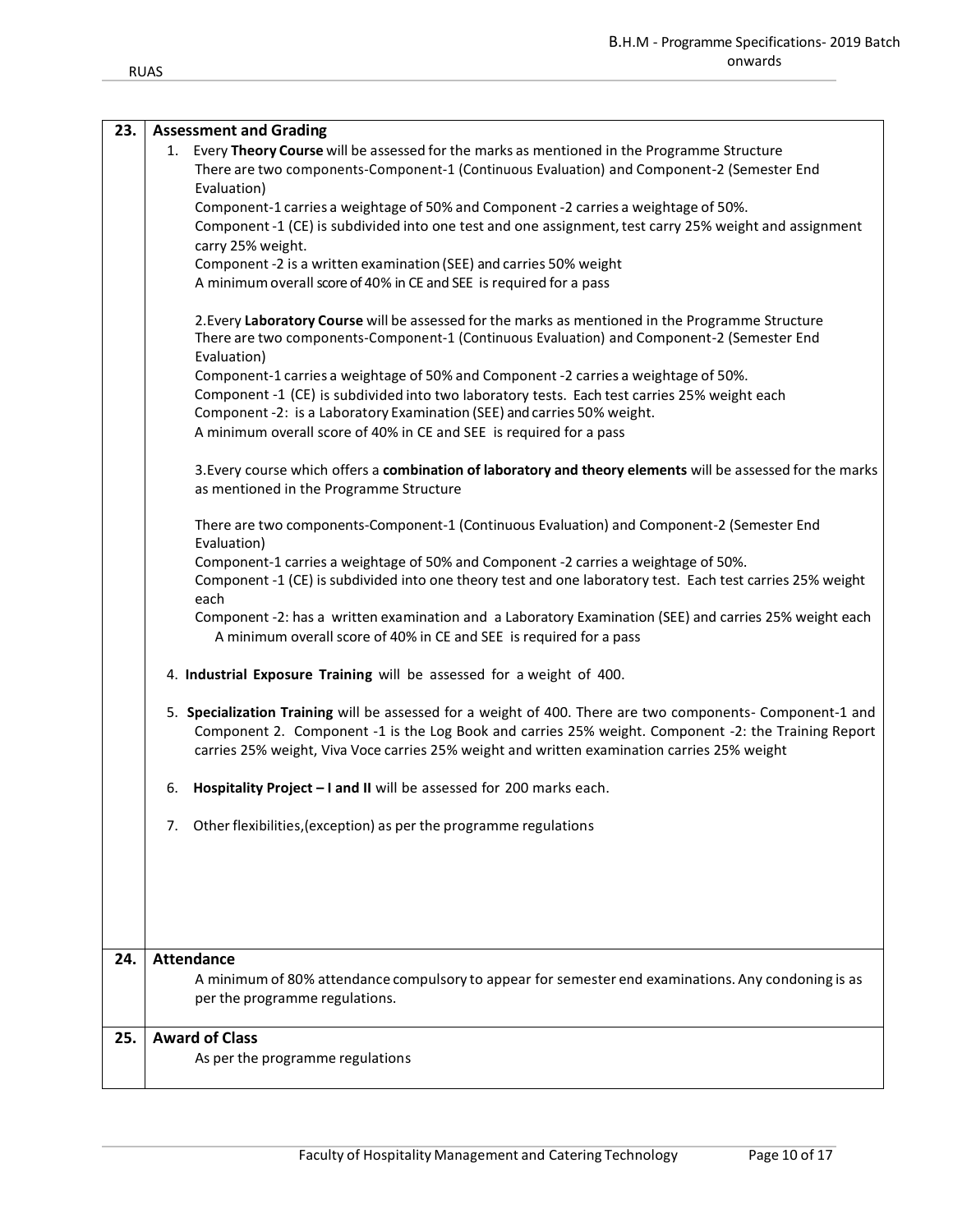| | |
|---|---|
| **23.** | **Assessment and Grading** |

## 23. Assessment and Grading

1. Every **Theory Course** will be assessed for the marks as mentioned in the Programme Structure
   There are two components-Component-1 (Continuous Evaluation) and Component-2 (Semester End Evaluation)
   Component-1 carries a weightage of 50% and Component -2 carries a weightage of 50%.
   Component -1 (CE) is subdivided into one test and one assignment, test carry 25% weight and assignment carry 25% weight.
   Component -2 is a written examination (SEE) and carries 50% weight
   A minimum overall score of 40% in CE and SEE is required for a pass

2. Every **Laboratory Course** will be assessed for the marks as mentioned in the Programme Structure
   There are two components-Component-1 (Continuous Evaluation) and Component-2 (Semester End Evaluation)
   Component-1 carries a weightage of 50% and Component -2 carries a weightage of 50%.
   Component -1 (CE) is subdivided into two laboratory tests. Each test carries 25% weight each
   Component -2: is a Laboratory Examination (SEE) and carries 50% weight.
   A minimum overall score of 40% in CE and SEE is required for a pass

3. Every course which offers a **combination of laboratory and theory elements** will be assessed for the marks as mentioned in the Programme Structure

   There are two components-Component-1 (Continuous Evaluation) and Component-2 (Semester End Evaluation)
   Component-1 carries a weightage of 50% and Component -2 carries a weightage of 50%.
   Component -1 (CE) is subdivided into one theory test and one laboratory test. Each test carries 25% weight each
   Component -2: has a written examination and a Laboratory Examination (SEE) and carries 25% weight each
   A minimum overall score of 40% in CE and SEE is required for a pass

4. **Industrial Exposure Training** will be assessed for a weight of 400.

5. **Specialization Training** will be assessed for a weight of 400. There are two components- Component-1 and Component 2. Component -1 is the Log Book and carries 25% weight. Component -2: the Training Report carries 25% weight, Viva Voce carries 25% weight and written examination carries 25% weight

6. **Hospitality Project – I and II** will be assessed for 200 marks each.

7. Other flexibilities,(exception) as per the programme regulations

## 24. Attendance

A minimum of 80% attendance compulsory to appear for semester end examinations. Any condoning is as per the programme regulations.

## 25. Award of Class

As per the programme regulations

## 23. Assessment and Grading

1. Every **Theory Course** will be assessed for the marks as mentioned in the Programme Structure
   There are two components-Component-1 (Continuous Evaluation) and Component-2 (Semester End Evaluation)
   Component-1 carries a weightage of 50% and Component -2 carries a weightage of 50%.
   Component -1 (CE) is subdivided into one test and one assignment, test carry 25% weight and assignment carry 25% weight.
   Component -2 is a written examination (SEE) and carries 50% weight
   A minimum overall score of 40% in CE and SEE is required for a pass

2. Every **Laboratory Course** will be assessed for the marks as mentioned in the Programme Structure
   There are two components-Component-1 (Continuous Evaluation) and Component-2 (Semester End Evaluation)
   Component-1 carries a weightage of 50% and Component -2 carries a weightage of 50%.
   Component -1 (CE) is subdivided into two laboratory tests. Each test carries 25% weight each
   Component -2: is a Laboratory Examination (SEE) and carries 50% weight.
   A minimum overall score of 40% in CE and SEE is required for a pass

3. Every course which offers a **combination of laboratory and theory elements** will be assessed for the marks as mentioned in the Programme Structure

   There are two components-Component-1 (Continuous Evaluation) and Component-2 (Semester End Evaluation)
   Component-1 carries a weightage of 50% and Component -2 carries a weightage of 50%.
   Component -1 (CE) is subdivided into one theory test and one laboratory test. Each test carries 25% weight each
   Component -2: has a written examination and a Laboratory Examination (SEE) and carries 25% weight each
   A minimum overall score of 40% in CE and SEE is required for a pass

4. **Industrial Exposure Training** will be assessed for a weight of 400.

5. **Specialization Training** will be assessed for a weight of 400. There are two components- Component-1 and Component 2. Component -1 is the Log Book and carries 25% weight. Component -2: the Training Report carries 25% weight, Viva Voce carries 25% weight and written examination carries 25% weight

6. **Hospitality Project – I and II** will be assessed for 200 marks each.

7. Other flexibilities,(exception) as per the programme regulations

## 24. Attendance

A minimum of 80% attendance compulsory to appear for semester end examinations. Any condoning is as per the programme regulations.

## 25. Award of Class

As per the programme regulations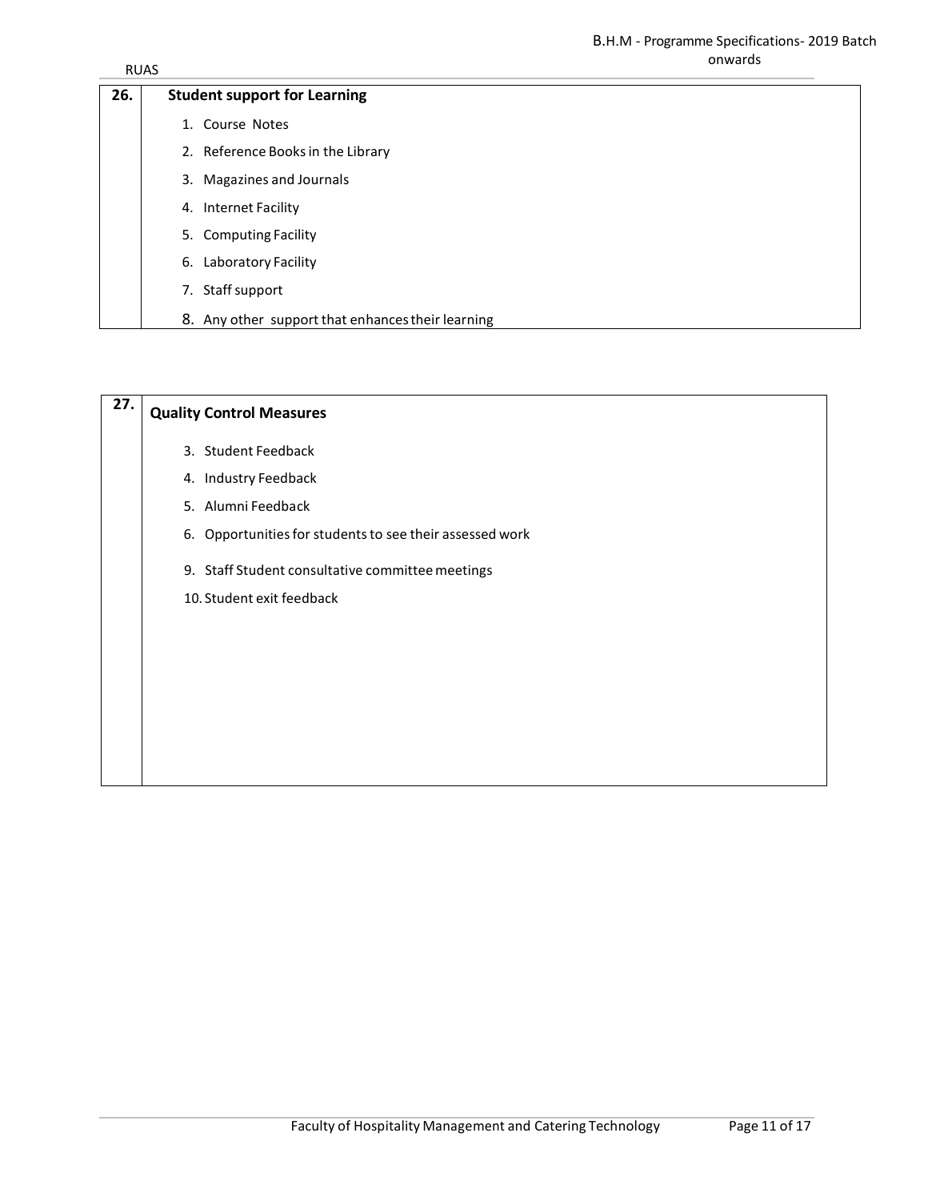| 26. | **Student support for Learning** |
|---|---|
| | 1. Course Notes<br>2. Reference Books in the Library<br>3. Magazines and Journals<br>4. Internet Facility<br>5. Computing Facility<br>6. Laboratory Facility<br>7. Staff support<br>8. Any other support that enhances their learning |

| 27. | **Quality Control Measures** |
|---|---|
| | 3. Student Feedback<br>4. Industry Feedback<br>5. Alumni Feedback<br>6. Opportunities for students to see their assessed work<br>9. Staff Student consultative committee meetings<br>10. Student exit feedback |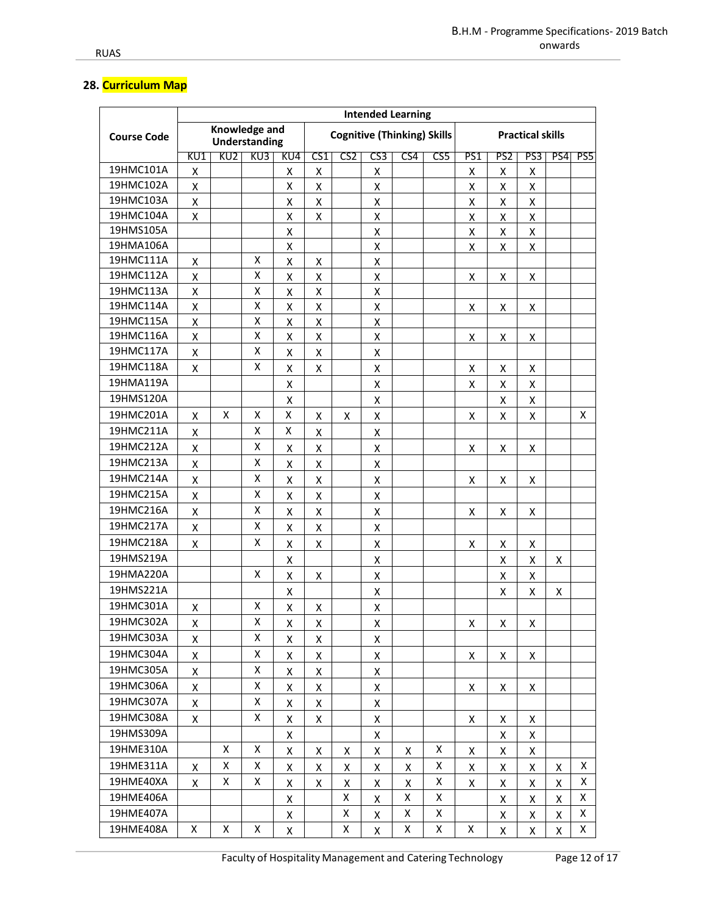## 28. Curriculum Map

| Course Code | Intended Learning | | | | | | | | | | | | | |
|---|---|---|---|---|---|---|---|---|---|---|---|---|---|---|
| | Knowledge and Understanding | | | | Cognitive (Thinking) Skills | | | | | Practical skills | | | | |
| | KU1 | KU2 | KU3 | KU4 | CS1 | CS2 | CS3 | CS4 | CS5 | PS1 | PS2 | PS3 | PS4 | PS5 |
| 19HMC101A | X | | | X | X | | X | | | X | X | X | | |
| 19HMC102A | X | | | X | X | | X | | | X | X | X | | |
| 19HMC103A | X | | | X | X | | X | | | X | X | X | | |
| 19HMC104A | X | | | X | X | | X | | | X | X | X | | |
| 19HMS105A | | | | X | | | X | | | X | X | X | | |
| 19HMA106A | | | | X | | | X | | | X | X | X | | |
| 19HMC111A | X | | X | X | X | | X | | | | | | | |
| 19HMC112A | X | | X | X | X | | X | | | X | X | X | | |
| 19HMC113A | X | | X | X | X | | X | | | | | | | |
| 19HMC114A | X | | X | X | X | | X | | | X | X | X | | |
| 19HMC115A | X | | X | X | X | | X | | | | | | | |
| 19HMC116A | X | | X | X | X | | X | | | X | X | X | | |
| 19HMC117A | X | | X | X | X | | X | | | | | | | |
| 19HMC118A | X | | X | X | X | | X | | | X | X | X | | |
| 19HMA119A | | | | X | | | X | | | X | X | X | | |
| 19HMS120A | | | | X | | | X | | | | X | X | | |
| 19HMC201A | X | X | X | X | X | X | X | | | X | X | X | | X |
| 19HMC211A | X | | X | X | X | | X | | | | | | | |
| 19HMC212A | X | | X | X | X | | X | | | X | X | X | | |
| 19HMC213A | X | | X | X | X | | X | | | | | | | |
| 19HMC214A | X | | X | X | X | | X | | | X | X | X | | |
| 19HMC215A | X | | X | X | X | | X | | | | | | | |
| 19HMC216A | X | | X | X | X | | X | | | X | X | X | | |
| 19HMC217A | X | | X | X | X | | X | | | | | | | |
| 19HMC218A | X | | X | X | X | | X | | | X | X | X | | |
| 19HMS219A | | | | X | | | X | | | | X | X | X | |
| 19HMA220A | | | X | X | X | | X | | | | X | X | | |
| 19HMS221A | | | | X | | | X | | | | X | X | X | |
| 19HMC301A | X | | X | X | X | | X | | | | | | | |
| 19HMC302A | X | | X | X | X | | X | | | X | X | X | | |
| 19HMC303A | X | | X | X | X | | X | | | | | | | |
| 19HMC304A | X | | X | X | X | | X | | | X | X | X | | |
| 19HMC305A | X | | X | X | X | | X | | | | | | | |
| 19HMC306A | X | | X | X | X | | X | | | X | X | X | | |
| 19HMC307A | X | | X | X | X | | X | | | | | | | |
| 19HMC308A | X | | X | X | X | | X | | | X | X | X | | |
| 19HMS309A | | | | X | | | X | | | | X | X | | |
| 19HME310A | | X | X | X | X | X | X | X | X | X | X | X | | |
| 19HME311A | X | X | X | X | X | X | X | X | X | X | X | X | X | X |
| 19HME40XA | X | X | X | X | X | X | X | X | X | X | X | X | X | X |
| 19HME406A | | | | X | | X | X | X | X | | X | X | X | X |
| 19HME407A | | | | X | | X | X | X | X | | X | X | X | X |
| 19HME408A | X | X | X | X | | X | X | X | X | X | X | X | X | X |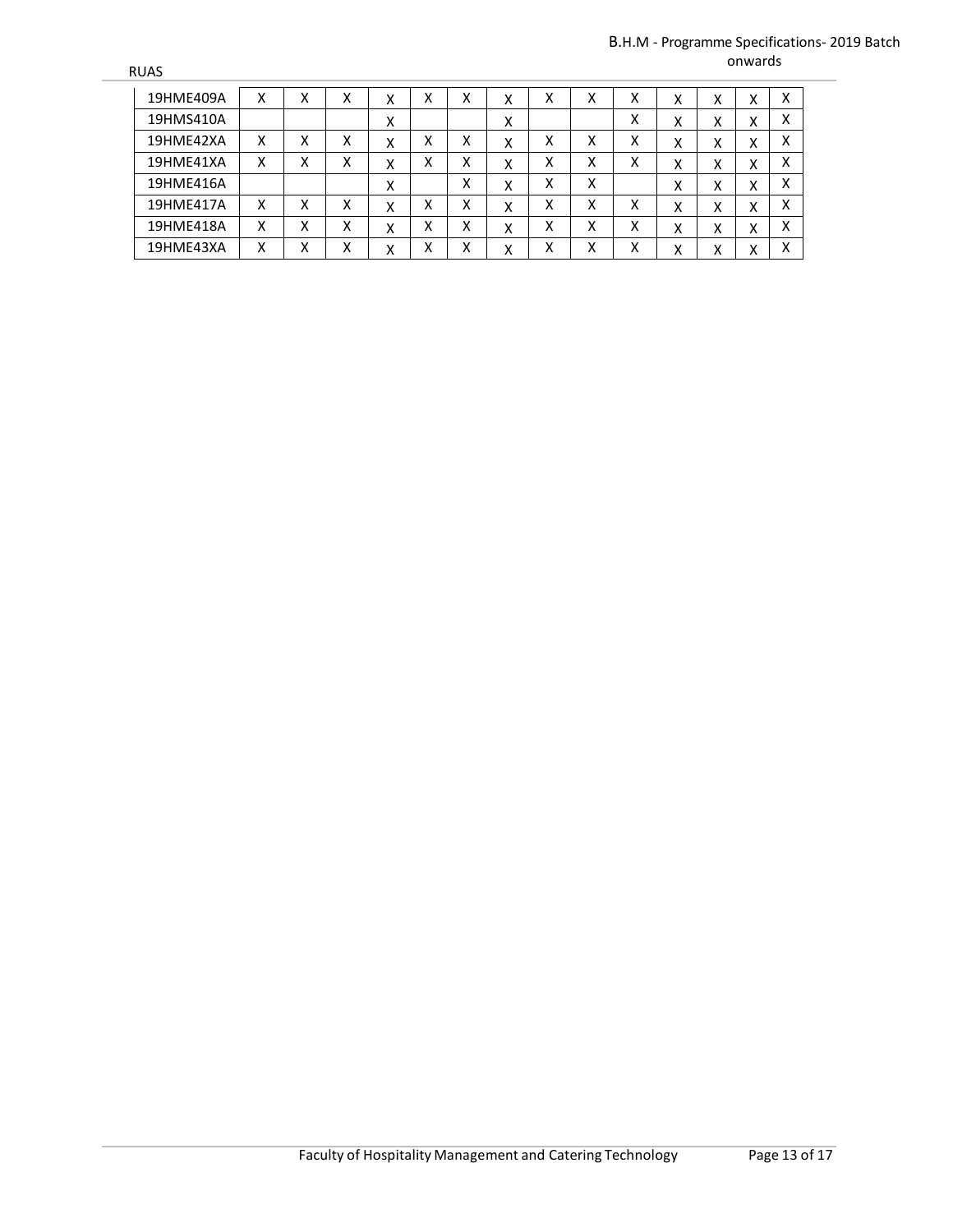| | | | | | | | | | | | | | | |
|---|---|---|---|---|---|---|---|---|---|---|---|---|---|---|
| 19HME409A | X | X | X | X | X | X | X | X | X | X | X | X | X | X |
| 19HMS410A | | | | X | | | X | | | X | X | X | X | X |
| 19HME42XA | X | X | X | X | X | X | X | X | X | X | X | X | X | X |
| 19HME41XA | X | X | X | X | X | X | X | X | X | X | X | X | X | X |
| 19HME416A | | | | X | | X | X | X | X | | X | X | X | X |
| 19HME417A | X | X | X | X | X | X | X | X | X | X | X | X | X | X |
| 19HME418A | X | X | X | X | X | X | X | X | X | X | X | X | X | X |
| 19HME43XA | X | X | X | X | X | X | X | X | X | X | X | X | X | X |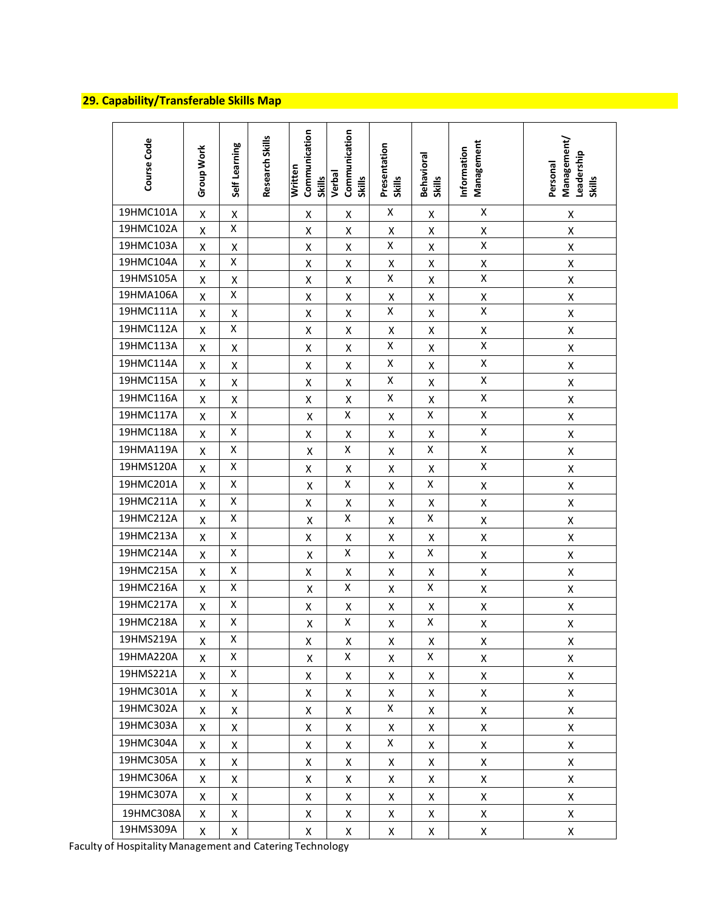## 29. Capability/Transferable Skills Map

| Course Code | Group Work | Self Learning | Research Skills | Written Communication Skills | Verbal Communication Skills | Presentation Skills | Behavioral Skills | Information Management | Personal Management/ Leadership Skills |
|---|---|---|---|---|---|---|---|---|---|
| 19HMC101A | X | X | | X | X | X | X | X | X |
| 19HMC102A | X | X | | X | X | X | X | X | X |
| 19HMC103A | X | X | | X | X | X | X | X | X |
| 19HMC104A | X | X | | X | X | X | X | X | X |
| 19HMS105A | X | X | | X | X | X | X | X | X |
| 19HMA106A | X | X | | X | X | X | X | X | X |
| 19HMC111A | X | X | | X | X | X | X | X | X |
| 19HMC112A | X | X | | X | X | X | X | X | X |
| 19HMC113A | X | X | | X | X | X | X | X | X |
| 19HMC114A | X | X | | X | X | X | X | X | X |
| 19HMC115A | X | X | | X | X | X | X | X | X |
| 19HMC116A | X | X | | X | X | X | X | X | X |
| 19HMC117A | X | X | | X | X | X | X | X | X |
| 19HMC118A | X | X | | X | X | X | X | X | X |
| 19HMA119A | X | X | | X | X | X | X | X | X |
| 19HMS120A | X | X | | X | X | X | X | X | X |
| 19HMC201A | X | X | | X | X | X | X | X | X |
| 19HMC211A | X | X | | X | X | X | X | X | X |
| 19HMC212A | X | X | | X | X | X | X | X | X |
| 19HMC213A | X | X | | X | X | X | X | X | X |
| 19HMC214A | X | X | | X | X | X | X | X | X |
| 19HMC215A | X | X | | X | X | X | X | X | X |
| 19HMC216A | X | X | | X | X | X | X | X | X |
| 19HMC217A | X | X | | X | X | X | X | X | X |
| 19HMC218A | X | X | | X | X | X | X | X | X |
| 19HMS219A | X | X | | X | X | X | X | X | X |
| 19HMA220A | X | X | | X | X | X | X | X | X |
| 19HMS221A | X | X | | X | X | X | X | X | X |
| 19HMC301A | X | X | | X | X | X | X | X | X |
| 19HMC302A | X | X | | X | X | X | X | X | X |
| 19HMC303A | X | X | | X | X | X | X | X | X |
| 19HMC304A | X | X | | X | X | X | X | X | X |
| 19HMC305A | X | X | | X | X | X | X | X | X |
| 19HMC306A | X | X | | X | X | X | X | X | X |
| 19HMC307A | X | X | | X | X | X | X | X | X |
| 19HMC308A | X | X | | X | X | X | X | X | X |
| 19HMS309A | X | X | | X | X | X | X | X | X |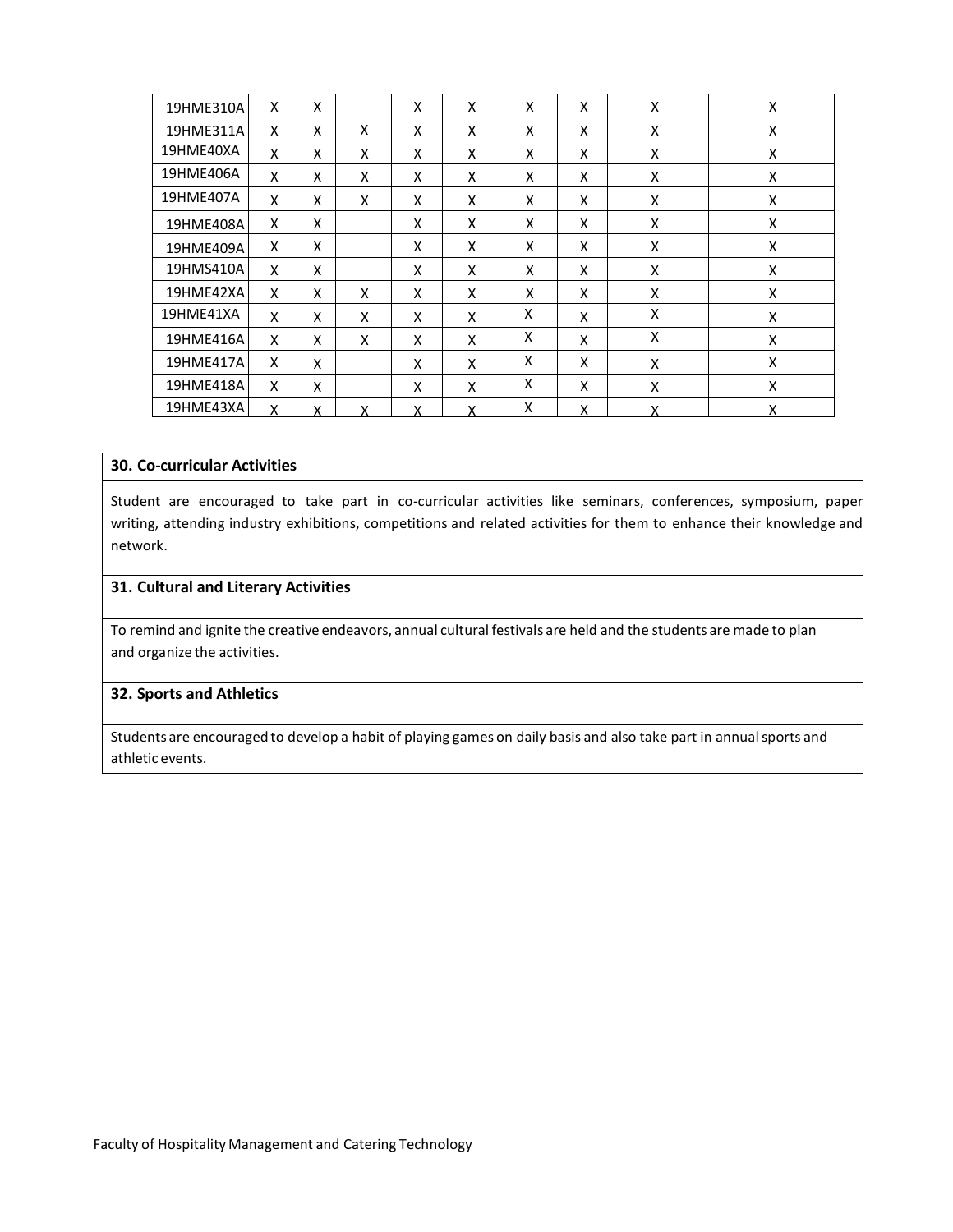| | | | | | | | | | |
|---|---|---|---|---|---|---|---|---|---|
| 19HME310A | X | X | | X | X | X | X | X | X |
| 19HME311A | X | X | X | X | X | X | X | X | X |
| 19HME40XA | X | X | X | X | X | X | X | X | X |
| 19HME406A | X | X | X | X | X | X | X | X | X |
| 19HME407A | X | X | X | X | X | X | X | X | X |
| 19HME408A | X | X | | X | X | X | X | X | X |
| 19HME409A | X | X | | X | X | X | X | X | X |
| 19HMS410A | X | X | | X | X | X | X | X | X |
| 19HME42XA | X | X | X | X | X | X | X | X | X |
| 19HME41XA | X | X | X | X | X | X | X | X | X |
| 19HME416A | X | X | X | X | X | X | X | X | X |
| 19HME417A | X | X | | X | X | X | X | X | X |
| 19HME418A | X | X | | X | X | X | X | X | X |
| 19HME43XA | X | X | X | X | X | X | X | X | X |

**30. Co-curricular Activities**

Student are encouraged to take part in co-curricular activities like seminars, conferences, symposium, paper writing, attending industry exhibitions, competitions and related activities for them to enhance their knowledge and network.

**31. Cultural and Literary Activities**

To remind and ignite the creative endeavors, annual cultural festivals are held and the students are made to plan and organize the activities.

**32. Sports and Athletics**

Students are encouraged to develop a habit of playing games on daily basis and also take part in annual sports and athletic events.